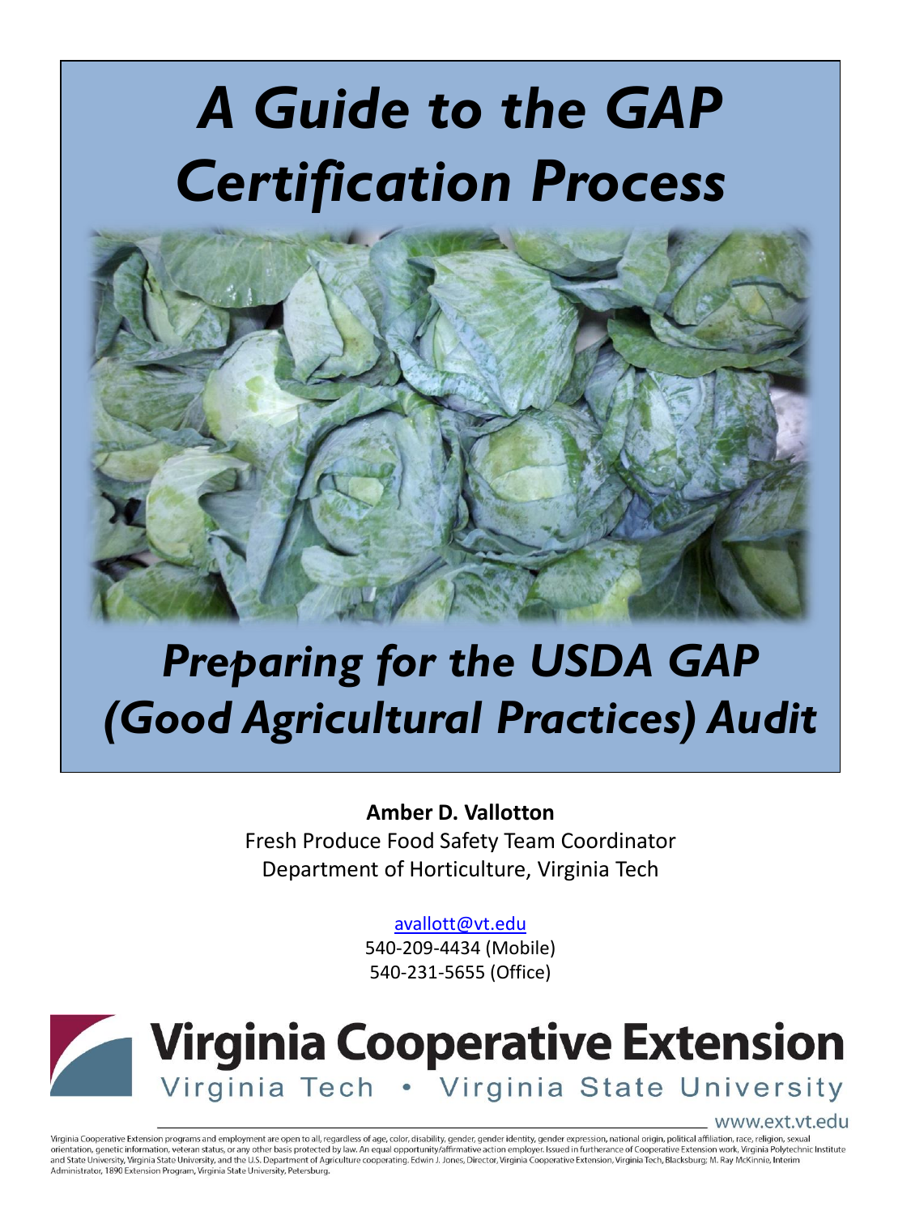# *A Guide to the GAP Certification Process*

## *Preparing for the USDA GAP (Good Agricultural Practices) Audit*

**Amber D. Vallotton**
Fresh Produce Food Safety Team Coordinator
Department of Horticulture, Virginia Tech

avallott@vt.edu
540-209-4434 (Mobile)
540-231-5655 (Office)

**Virginia Cooperative Extension**
Virginia Tech • Virginia State University

www.ext.vt.edu

Virginia Cooperative Extension programs and employment are open to all, regardless of age, color, disability, gender, gender identity, gender expression, national origin, political affiliation, race, religion, sexual orientation, genetic information, veteran status, or any other basis protected by law. An equal opportunity/affirmative action employer. Issued in furtherance of Cooperative Extension work, Virginia Polytechnic Institute and State University, Virginia State University, and the U.S. Department of Agriculture cooperating. Edwin J. Jones, Director, Virginia Cooperative Extension, Virginia Tech, Blacksburg; M. Ray McKinnie, Interim Administrator, 1890 Extension Program, Virginia State University, Petersburg.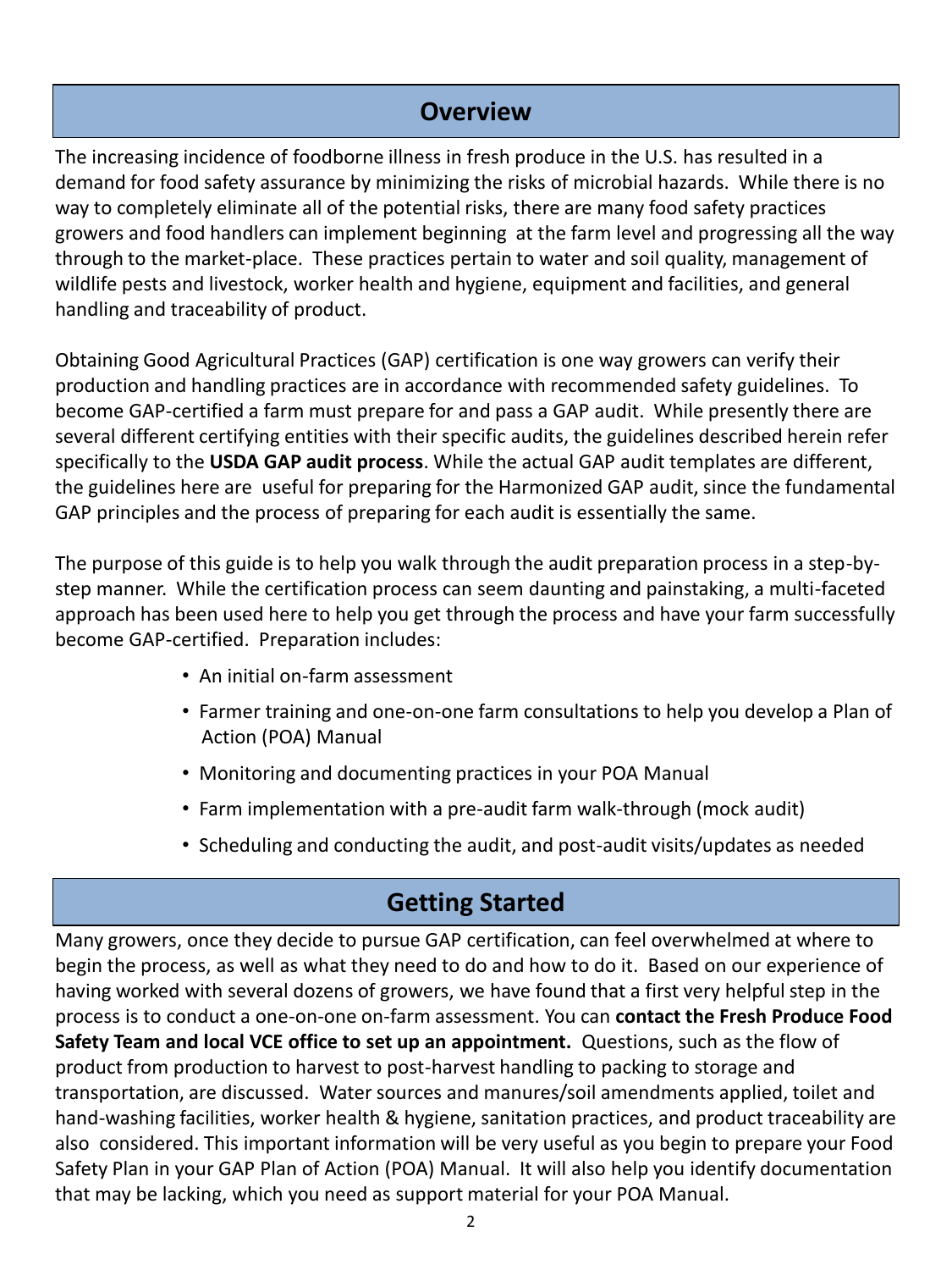## Overview

The increasing incidence of foodborne illness in fresh produce in the U.S. has resulted in a demand for food safety assurance by minimizing the risks of microbial hazards. While there is no way to completely eliminate all of the potential risks, there are many food safety practices growers and food handlers can implement beginning at the farm level and progressing all the way through to the market-place. These practices pertain to water and soil quality, management of wildlife pests and livestock, worker health and hygiene, equipment and facilities, and general handling and traceability of product.

Obtaining Good Agricultural Practices (GAP) certification is one way growers can verify their production and handling practices are in accordance with recommended safety guidelines. To become GAP-certified a farm must prepare for and pass a GAP audit. While presently there are several different certifying entities with their specific audits, the guidelines described herein refer specifically to the **USDA GAP audit process**. While the actual GAP audit templates are different, the guidelines here are useful for preparing for the Harmonized GAP audit, since the fundamental GAP principles and the process of preparing for each audit is essentially the same.

The purpose of this guide is to help you walk through the audit preparation process in a step-by-step manner. While the certification process can seem daunting and painstaking, a multi-faceted approach has been used here to help you get through the process and have your farm successfully become GAP-certified. Preparation includes:

- An initial on-farm assessment
- Farmer training and one-on-one farm consultations to help you develop a Plan of Action (POA) Manual
- Monitoring and documenting practices in your POA Manual
- Farm implementation with a pre-audit farm walk-through (mock audit)
- Scheduling and conducting the audit, and post-audit visits/updates as needed

## Getting Started

Many growers, once they decide to pursue GAP certification, can feel overwhelmed at where to begin the process, as well as what they need to do and how to do it. Based on our experience of having worked with several dozens of growers, we have found that a first very helpful step in the process is to conduct a one-on-one on-farm assessment. You can **contact the Fresh Produce Food Safety Team and local VCE office to set up an appointment.** Questions, such as the flow of product from production to harvest to post-harvest handling to packing to storage and transportation, are discussed. Water sources and manures/soil amendments applied, toilet and hand-washing facilities, worker health & hygiene, sanitation practices, and product traceability are also considered. This important information will be very useful as you begin to prepare your Food Safety Plan in your GAP Plan of Action (POA) Manual. It will also help you identify documentation that may be lacking, which you need as support material for your POA Manual.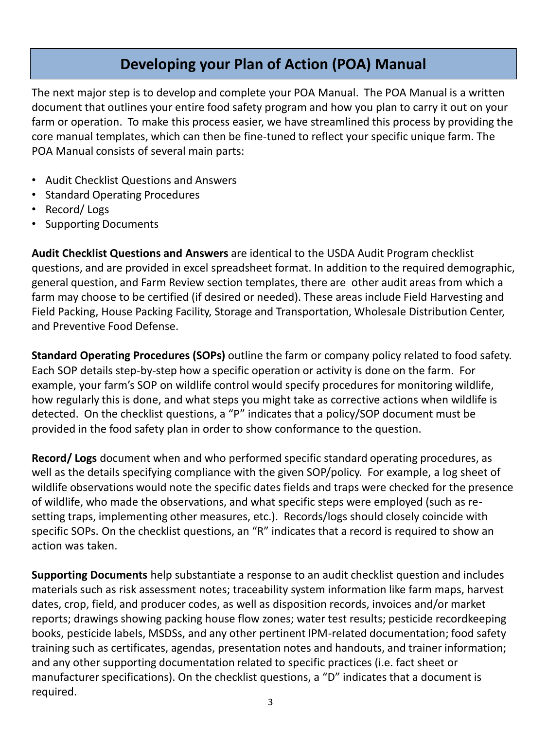## Developing your Plan of Action (POA) Manual

The next major step is to develop and complete your POA Manual. The POA Manual is a written document that outlines your entire food safety program and how you plan to carry it out on your farm or operation. To make this process easier, we have streamlined this process by providing the core manual templates, which can then be fine-tuned to reflect your specific unique farm. The POA Manual consists of several main parts:

- Audit Checklist Questions and Answers
- Standard Operating Procedures
- Record/ Logs
- Supporting Documents

**Audit Checklist Questions and Answers** are identical to the USDA Audit Program checklist questions, and are provided in excel spreadsheet format. In addition to the required demographic, general question, and Farm Review section templates, there are other audit areas from which a farm may choose to be certified (if desired or needed). These areas include Field Harvesting and Field Packing, House Packing Facility, Storage and Transportation, Wholesale Distribution Center, and Preventive Food Defense.

**Standard Operating Procedures (SOPs)** outline the farm or company policy related to food safety. Each SOP details step-by-step how a specific operation or activity is done on the farm. For example, your farm's SOP on wildlife control would specify procedures for monitoring wildlife, how regularly this is done, and what steps you might take as corrective actions when wildlife is detected. On the checklist questions, a "P" indicates that a policy/SOP document must be provided in the food safety plan in order to show conformance to the question.

**Record/ Logs** document when and who performed specific standard operating procedures, as well as the details specifying compliance with the given SOP/policy. For example, a log sheet of wildlife observations would note the specific dates fields and traps were checked for the presence of wildlife, who made the observations, and what specific steps were employed (such as re-setting traps, implementing other measures, etc.). Records/logs should closely coincide with specific SOPs. On the checklist questions, an "R" indicates that a record is required to show an action was taken.

**Supporting Documents** help substantiate a response to an audit checklist question and includes materials such as risk assessment notes; traceability system information like farm maps, harvest dates, crop, field, and producer codes, as well as disposition records, invoices and/or market reports; drawings showing packing house flow zones; water test results; pesticide recordkeeping books, pesticide labels, MSDSs, and any other pertinent IPM-related documentation; food safety training such as certificates, agendas, presentation notes and handouts, and trainer information; and any other supporting documentation related to specific practices (i.e. fact sheet or manufacturer specifications). On the checklist questions, a "D" indicates that a document is required.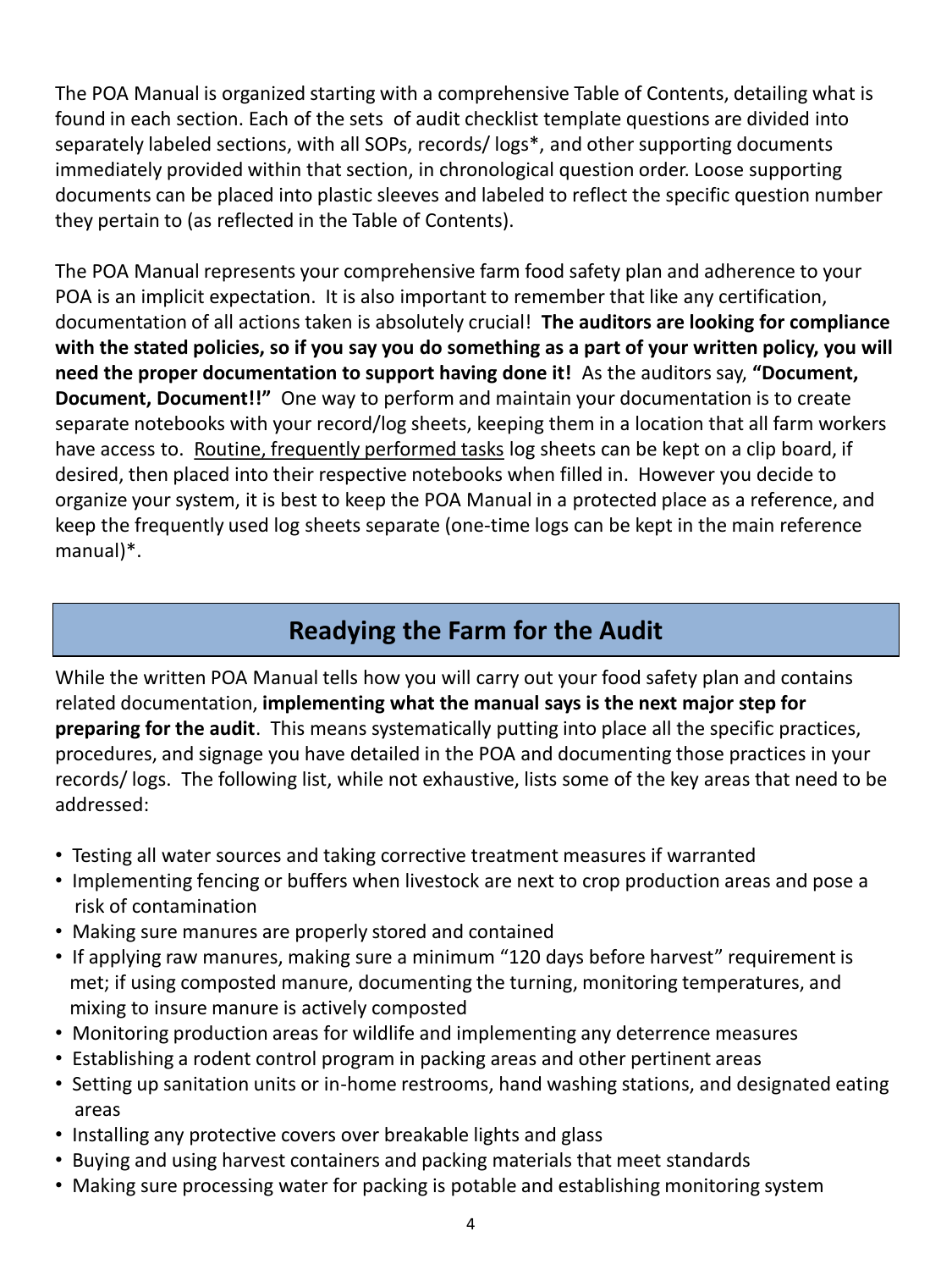The POA Manual is organized starting with a comprehensive Table of Contents, detailing what is found in each section. Each of the sets of audit checklist template questions are divided into separately labeled sections, with all SOPs, records/ logs*, and other supporting documents immediately provided within that section, in chronological question order. Loose supporting documents can be placed into plastic sleeves and labeled to reflect the specific question number they pertain to (as reflected in the Table of Contents).

The POA Manual represents your comprehensive farm food safety plan and adherence to your POA is an implicit expectation. It is also important to remember that like any certification, documentation of all actions taken is absolutely crucial! **The auditors are looking for compliance with the stated policies, so if you say you do something as a part of your written policy, you will need the proper documentation to support having done it!** As the auditors say, **"Document, Document, Document!!"** One way to perform and maintain your documentation is to create separate notebooks with your record/log sheets, keeping them in a location that all farm workers have access to. <u>Routine, frequently performed tasks</u> log sheets can be kept on a clip board, if desired, then placed into their respective notebooks when filled in. However you decide to organize your system, it is best to keep the POA Manual in a protected place as a reference, and keep the frequently used log sheets separate (one-time logs can be kept in the main reference manual)*.

## Readying the Farm for the Audit

While the written POA Manual tells how you will carry out your food safety plan and contains related documentation, **implementing what the manual says is the next major step for preparing for the audit**. This means systematically putting into place all the specific practices, procedures, and signage you have detailed in the POA and documenting those practices in your records/ logs. The following list, while not exhaustive, lists some of the key areas that need to be addressed:

- Testing all water sources and taking corrective treatment measures if warranted
- Implementing fencing or buffers when livestock are next to crop production areas and pose a risk of contamination
- Making sure manures are properly stored and contained
- If applying raw manures, making sure a minimum "120 days before harvest" requirement is met; if using composted manure, documenting the turning, monitoring temperatures, and mixing to insure manure is actively composted
- Monitoring production areas for wildlife and implementing any deterrence measures
- Establishing a rodent control program in packing areas and other pertinent areas
- Setting up sanitation units or in-home restrooms, hand washing stations, and designated eating areas
- Installing any protective covers over breakable lights and glass
- Buying and using harvest containers and packing materials that meet standards
- Making sure processing water for packing is potable and establishing monitoring system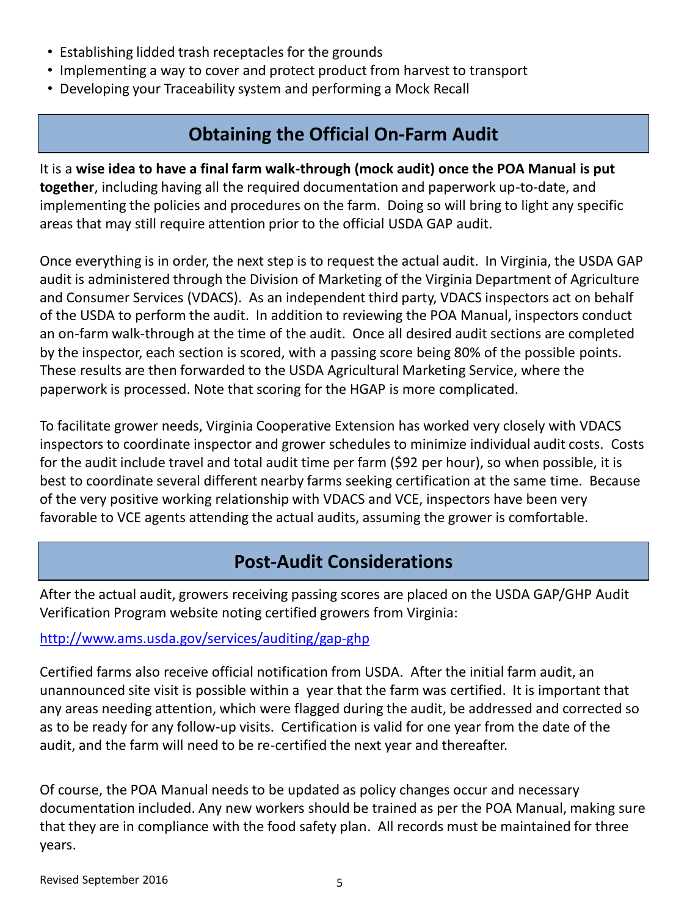- Establishing lidded trash receptacles for the grounds
- Implementing a way to cover and protect product from harvest to transport
- Developing your Traceability system and performing a Mock Recall

## Obtaining the Official On-Farm Audit

It is a **wise idea to have a final farm walk-through (mock audit) once the POA Manual is put together**, including having all the required documentation and paperwork up-to-date, and implementing the policies and procedures on the farm. Doing so will bring to light any specific areas that may still require attention prior to the official USDA GAP audit.

Once everything is in order, the next step is to request the actual audit. In Virginia, the USDA GAP audit is administered through the Division of Marketing of the Virginia Department of Agriculture and Consumer Services (VDACS). As an independent third party, VDACS inspectors act on behalf of the USDA to perform the audit. In addition to reviewing the POA Manual, inspectors conduct an on-farm walk-through at the time of the audit. Once all desired audit sections are completed by the inspector, each section is scored, with a passing score being 80% of the possible points. These results are then forwarded to the USDA Agricultural Marketing Service, where the paperwork is processed. Note that scoring for the HGAP is more complicated.

To facilitate grower needs, Virginia Cooperative Extension has worked very closely with VDACS inspectors to coordinate inspector and grower schedules to minimize individual audit costs. Costs for the audit include travel and total audit time per farm ($92 per hour), so when possible, it is best to coordinate several different nearby farms seeking certification at the same time. Because of the very positive working relationship with VDACS and VCE, inspectors have been very favorable to VCE agents attending the actual audits, assuming the grower is comfortable.

## Post-Audit Considerations

After the actual audit, growers receiving passing scores are placed on the USDA GAP/GHP Audit Verification Program website noting certified growers from Virginia:

http://www.ams.usda.gov/services/auditing/gap-ghp

Certified farms also receive official notification from USDA. After the initial farm audit, an unannounced site visit is possible within a year that the farm was certified. It is important that any areas needing attention, which were flagged during the audit, be addressed and corrected so as to be ready for any follow-up visits. Certification is valid for one year from the date of the audit, and the farm will need to be re-certified the next year and thereafter.

Of course, the POA Manual needs to be updated as policy changes occur and necessary documentation included. Any new workers should be trained as per the POA Manual, making sure that they are in compliance with the food safety plan. All records must be maintained for three years.

Revised September 2016